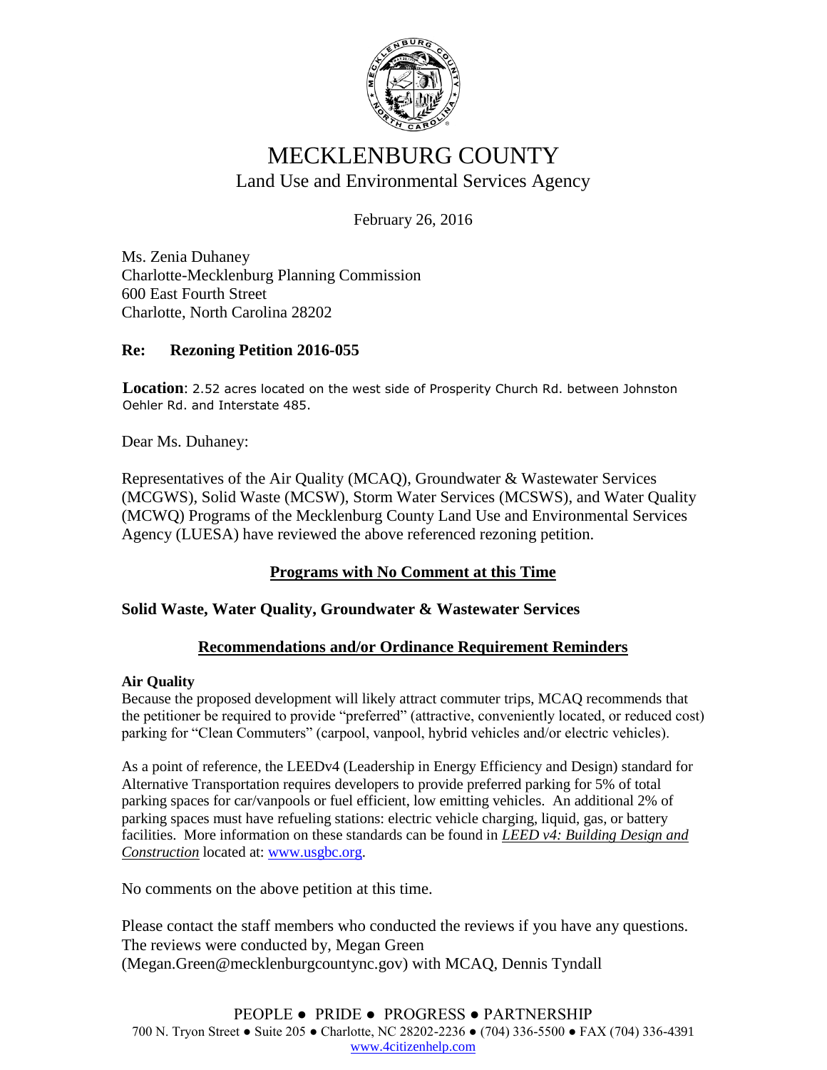# MECKLENBURG COUNTY

## Land Use and Environmental Services Agency

February 26, 2016

Ms. Zenia Duhaney
Charlotte-Mecklenburg Planning Commission
600 East Fourth Street
Charlotte, North Carolina 28202

**Re: Rezoning Petition 2016-055**

**Location**: 2.52 acres located on the west side of Prosperity Church Rd. between Johnston Oehler Rd. and Interstate 485.

Dear Ms. Duhaney:

Representatives of the Air Quality (MCAQ), Groundwater & Wastewater Services (MCGWS), Solid Waste (MCSW), Storm Water Services (MCSWS), and Water Quality (MCWQ) Programs of the Mecklenburg County Land Use and Environmental Services Agency (LUESA) have reviewed the above referenced rezoning petition.

### Programs with No Comment at this Time

**Solid Waste, Water Quality, Groundwater & Wastewater Services**

### Recommendations and/or Ordinance Requirement Reminders

**Air Quality**
Because the proposed development will likely attract commuter trips, MCAQ recommends that the petitioner be required to provide "preferred" (attractive, conveniently located, or reduced cost) parking for "Clean Commuters" (carpool, vanpool, hybrid vehicles and/or electric vehicles).

As a point of reference, the LEEDv4 (Leadership in Energy Efficiency and Design) standard for Alternative Transportation requires developers to provide preferred parking for 5% of total parking spaces for car/vanpools or fuel efficient, low emitting vehicles. An additional 2% of parking spaces must have refueling stations: electric vehicle charging, liquid, gas, or battery facilities. More information on these standards can be found in ***LEED v4: Building Design and Construction*** located at: www.usgbc.org.

No comments on the above petition at this time.

Please contact the staff members who conducted the reviews if you have any questions. The reviews were conducted by, Megan Green (Megan.Green@mecklenburgcountync.gov) with MCAQ, Dennis Tyndall

PEOPLE ● PRIDE ● PROGRESS ● PARTNERSHIP
700 N. Tryon Street ● Suite 205 ● Charlotte, NC 28202-2236 ● (704) 336-5500 ● FAX (704) 336-4391
www.4citizenhelp.com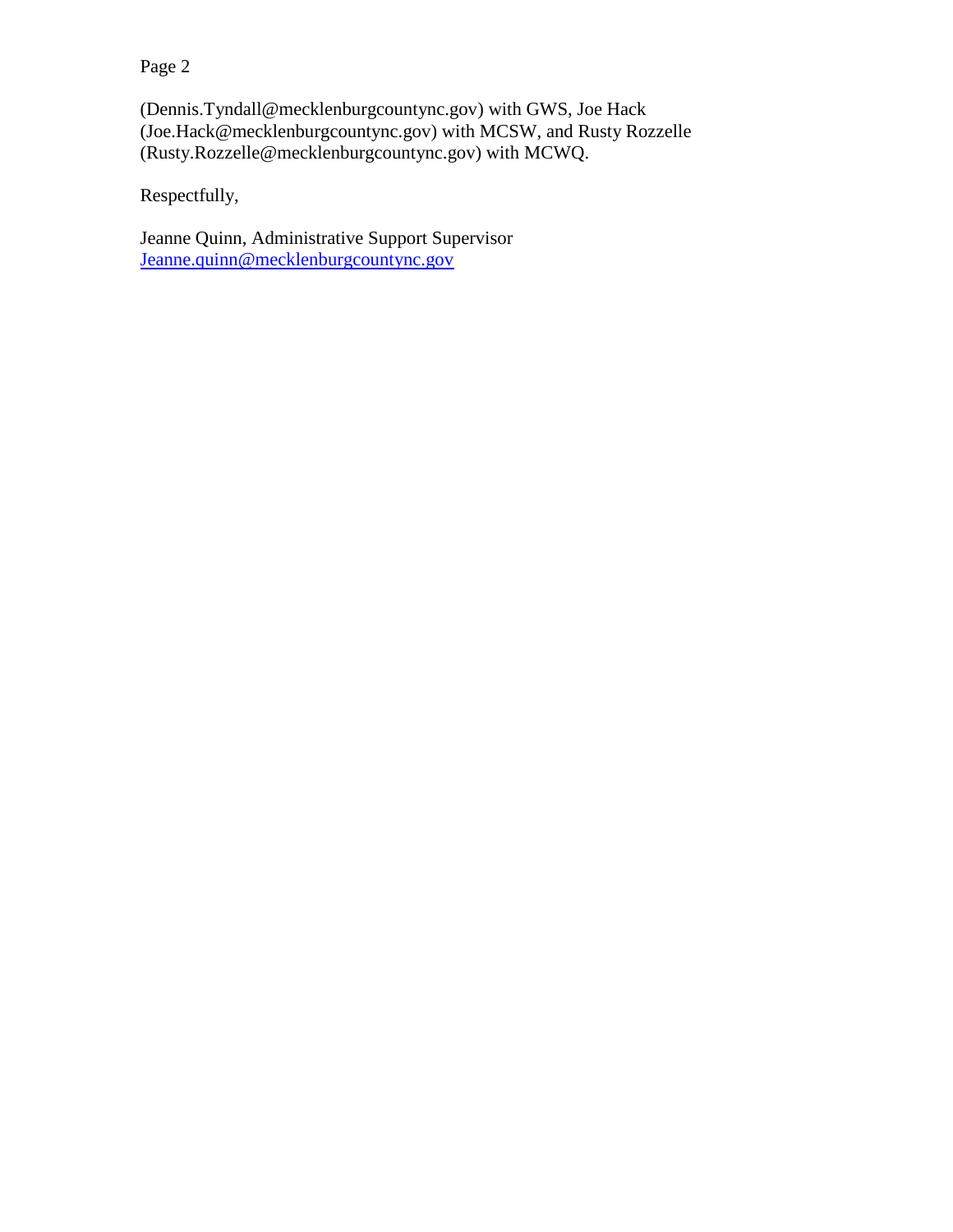(Dennis.Tyndall@mecklenburgcountync.gov) with GWS, Joe Hack (Joe.Hack@mecklenburgcountync.gov) with MCSW, and Rusty Rozzelle (Rusty.Rozzelle@mecklenburgcountync.gov) with MCWQ.

Respectfully,

Jeanne Quinn, Administrative Support Supervisor
Jeanne.quinn@mecklenburgcountync.gov